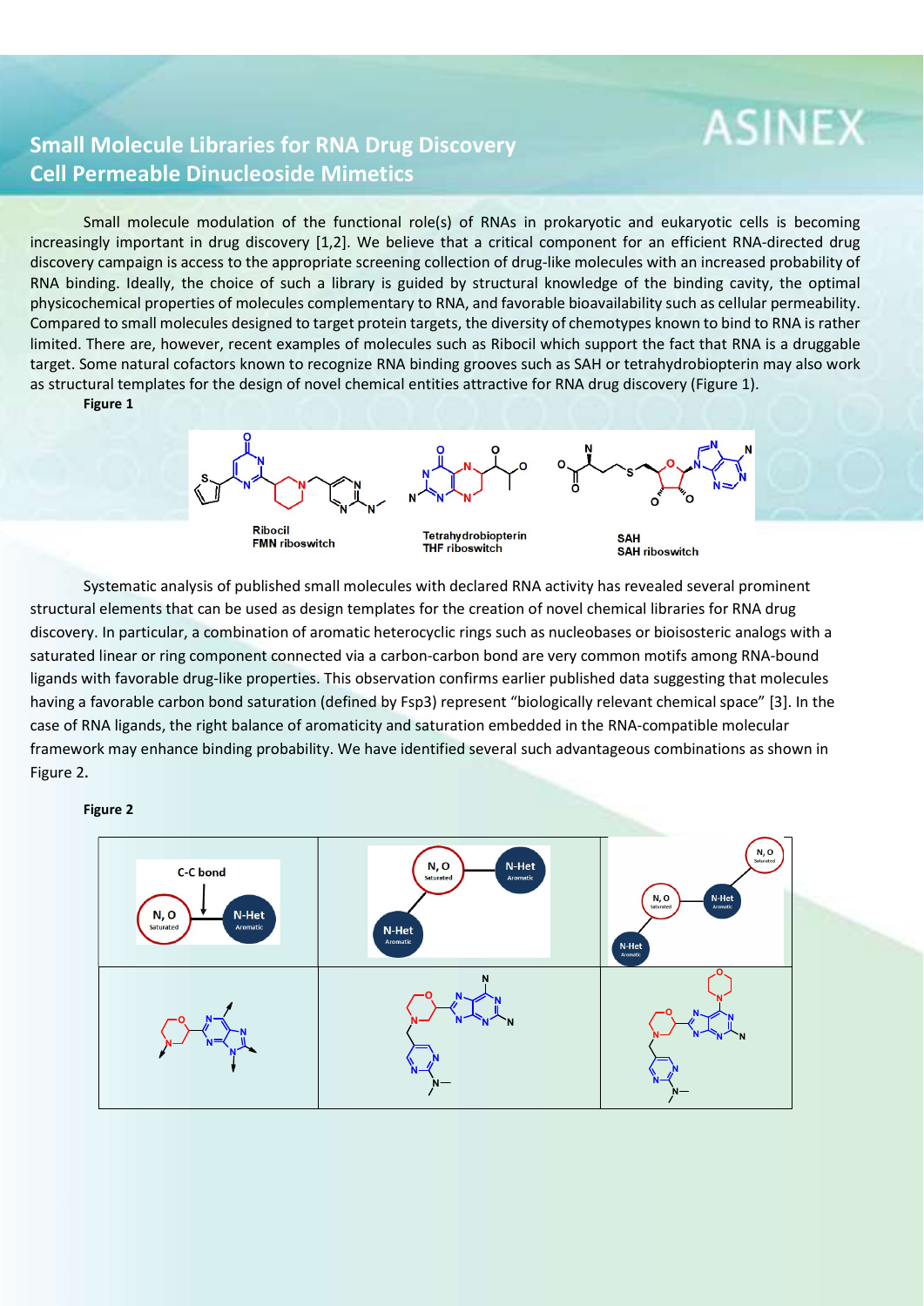# Small Molecule Libraries for RNA Drug Discovery
## Cell Permeable Dinucleoside Mimetics

Small molecule modulation of the functional role(s) of RNAs in prokaryotic and eukaryotic cells is becoming increasingly important in drug discovery [1,2]. We believe that a critical component for an efficient RNA-directed drug discovery campaign is access to the appropriate screening collection of drug-like molecules with an increased probability of RNA binding. Ideally, the choice of such a library is guided by structural knowledge of the binding cavity, the optimal physicochemical properties of molecules complementary to RNA, and favorable bioavailability such as cellular permeability. Compared to small molecules designed to target protein targets, the diversity of chemotypes known to bind to RNA is rather limited. There are, however, recent examples of molecules such as Ribocil which support the fact that RNA is a druggable target. Some natural cofactors known to recognize RNA binding grooves such as SAH or tetrahydrobiopterin may also work as structural templates for the design of novel chemical entities attractive for RNA drug discovery (Figure 1).

**Figure 1**

Ribocil
FMN riboswitch

Tetrahydrobiopterin
THF riboswitch

SAH
SAH riboswitch

Systematic analysis of published small molecules with declared RNA activity has revealed several prominent structural elements that can be used as design templates for the creation of novel chemical libraries for RNA drug discovery. In particular, a combination of aromatic heterocyclic rings such as nucleobases or bioisosteric analogs with a saturated linear or ring component connected via a carbon-carbon bond are very common motifs among RNA-bound ligands with favorable drug-like properties. This observation confirms earlier published data suggesting that molecules having a favorable carbon bond saturation (defined by Fsp3) represent "biologically relevant chemical space" [3]. In the case of RNA ligands, the right balance of aromaticity and saturation embedded in the RNA-compatible molecular framework may enhance binding probability. We have identified several such advantageous combinations as shown in Figure 2.

**Figure 2**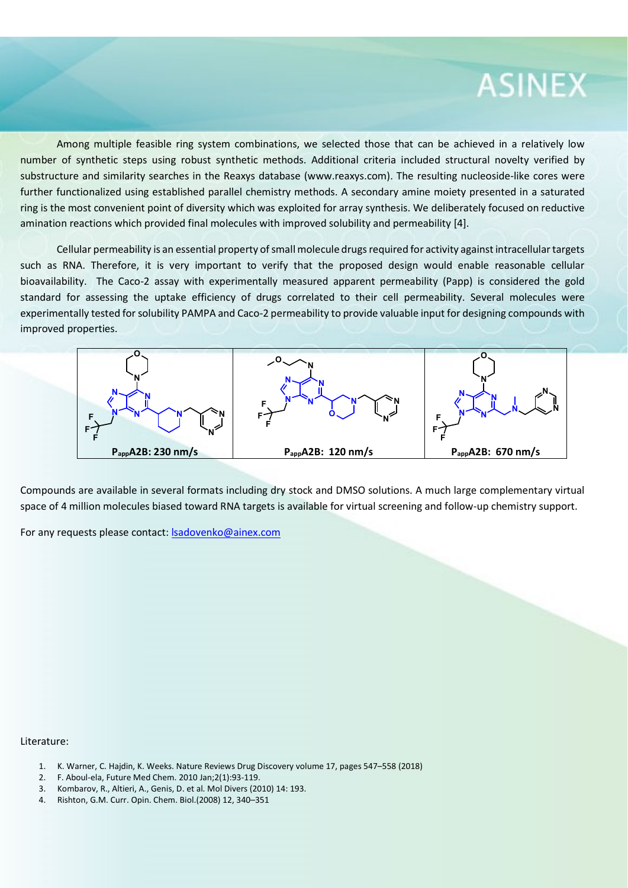Among multiple feasible ring system combinations, we selected those that can be achieved in a relatively low number of synthetic steps using robust synthetic methods. Additional criteria included structural novelty verified by substructure and similarity searches in the Reaxys database (www.reaxys.com). The resulting nucleoside-like cores were further functionalized using established parallel chemistry methods. A secondary amine moiety presented in a saturated ring is the most convenient point of diversity which was exploited for array synthesis. We deliberately focused on reductive amination reactions which provided final molecules with improved solubility and permeability [4].

Cellular permeability is an essential property of small molecule drugs required for activity against intracellular targets such as RNA. Therefore, it is very important to verify that the proposed design would enable reasonable cellular bioavailability. The Caco-2 assay with experimentally measured apparent permeability (Papp) is considered the gold standard for assessing the uptake efficiency of drugs correlated to their cell permeability. Several molecules were experimentally tested for solubility PAMPA and Caco-2 permeability to provide valuable input for designing compounds with improved properties.

| | | |
|---|---|---|
| **$P_{app}$A2B: 230 nm/s** | **$P_{app}$A2B: 120 nm/s** | **$P_{app}$A2B: 670 nm/s** |

Compounds are available in several formats including dry stock and DMSO solutions. A much large complementary virtual space of 4 million molecules biased toward RNA targets is available for virtual screening and follow-up chemistry support.

For any requests please contact: lsadovenko@ainex.com

Literature:

1. K. Warner, C. Hajdin, K. Weeks. Nature Reviews Drug Discovery volume 17, pages 547–558 (2018)
2. F. Aboul-ela, Future Med Chem. 2010 Jan;2(1):93-119.
3. Kombarov, R., Altieri, A., Genis, D. et al. Mol Divers (2010) 14: 193.
4. Rishton, G.M. Curr. Opin. Chem. Biol.(2008) 12, 340–351